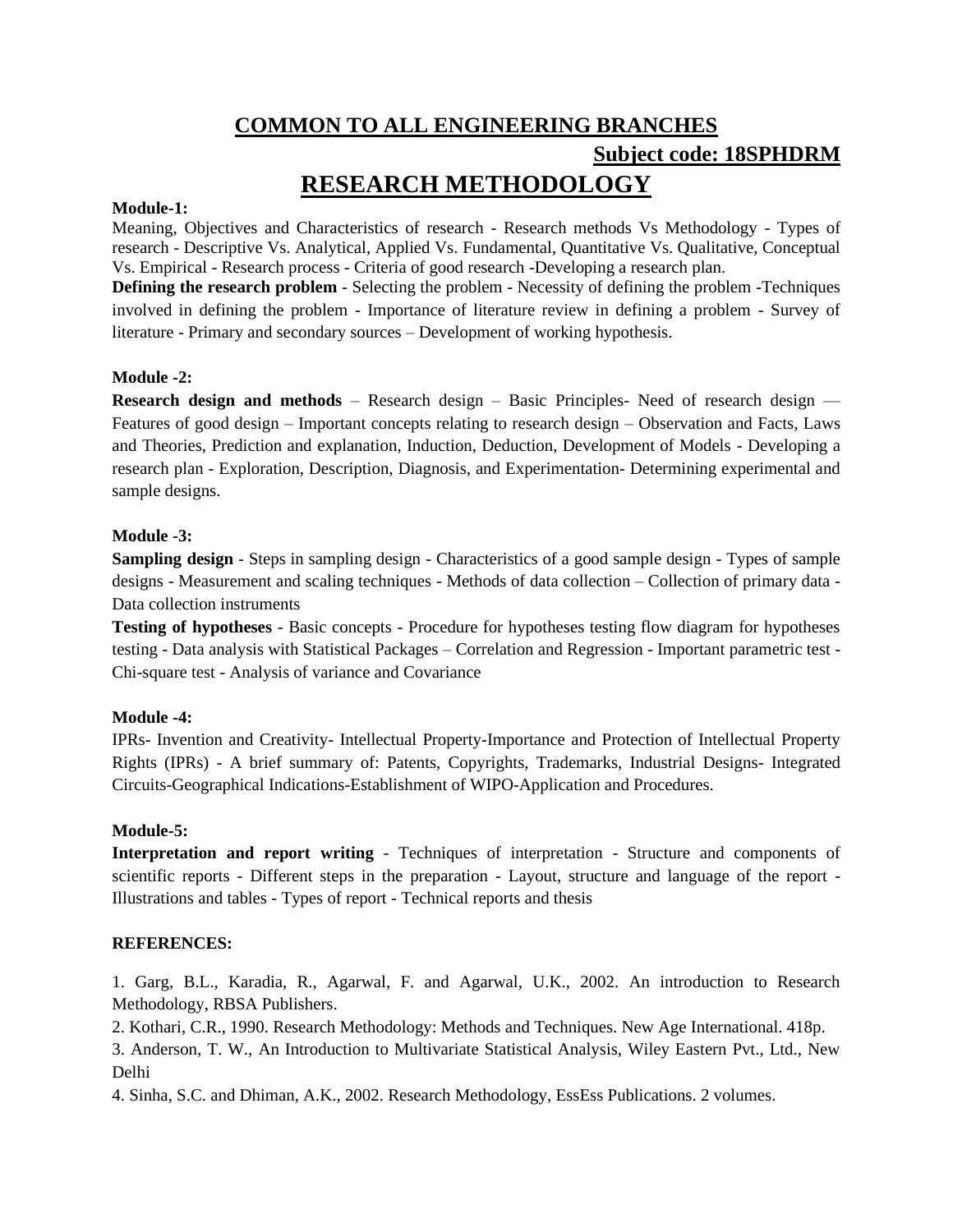## COMMON TO ALL ENGINEERING BRANCHES

**Subject code: 18SPHDRM**

# RESEARCH METHODOLOGY

**Module-1:**

Meaning, Objectives and Characteristics of research - Research methods Vs Methodology - Types of research - Descriptive Vs. Analytical, Applied Vs. Fundamental, Quantitative Vs. Qualitative, Conceptual Vs. Empirical - Research process - Criteria of good research -Developing a research plan.

**Defining the research problem** - Selecting the problem - Necessity of defining the problem -Techniques involved in defining the problem - Importance of literature review in defining a problem - Survey of literature - Primary and secondary sources – Development of working hypothesis.

**Module -2:**

**Research design and methods** – Research design – Basic Principles- Need of research design — Features of good design – Important concepts relating to research design – Observation and Facts, Laws and Theories, Prediction and explanation, Induction, Deduction, Development of Models - Developing a research plan - Exploration, Description, Diagnosis, and Experimentation- Determining experimental and sample designs.

**Module -3:**

**Sampling design** - Steps in sampling design - Characteristics of a good sample design - Types of sample designs - Measurement and scaling techniques - Methods of data collection – Collection of primary data - Data collection instruments

**Testing of hypotheses** - Basic concepts - Procedure for hypotheses testing flow diagram for hypotheses testing - Data analysis with Statistical Packages – Correlation and Regression - Important parametric test - Chi-square test - Analysis of variance and Covariance

**Module -4:**

IPRs- Invention and Creativity- Intellectual Property-Importance and Protection of Intellectual Property Rights (IPRs) - A brief summary of: Patents, Copyrights, Trademarks, Industrial Designs- Integrated Circuits-Geographical Indications-Establishment of WIPO-Application and Procedures.

**Module-5:**

**Interpretation and report writing** - Techniques of interpretation - Structure and components of scientific reports - Different steps in the preparation - Layout, structure and language of the report - Illustrations and tables - Types of report - Technical reports and thesis

**REFERENCES:**

1. Garg, B.L., Karadia, R., Agarwal, F. and Agarwal, U.K., 2002. An introduction to Research Methodology, RBSA Publishers.
2. Kothari, C.R., 1990. Research Methodology: Methods and Techniques. New Age International. 418p.
3. Anderson, T. W., An Introduction to Multivariate Statistical Analysis, Wiley Eastern Pvt., Ltd., New Delhi
4. Sinha, S.C. and Dhiman, A.K., 2002. Research Methodology, EssEss Publications. 2 volumes.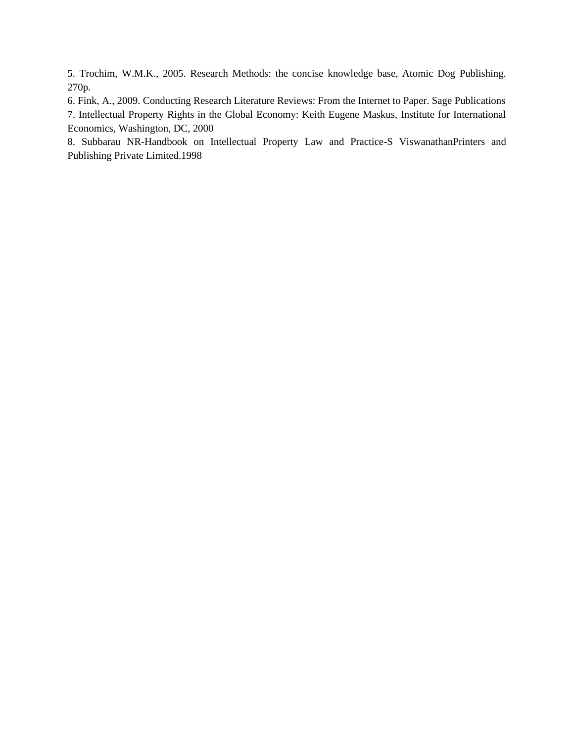5. Trochim, W.M.K., 2005. Research Methods: the concise knowledge base, Atomic Dog Publishing. 270p.

6. Fink, A., 2009. Conducting Research Literature Reviews: From the Internet to Paper. Sage Publications

7. Intellectual Property Rights in the Global Economy: Keith Eugene Maskus, Institute for International Economics, Washington, DC, 2000

8. Subbarau NR-Handbook on Intellectual Property Law and Practice-S ViswanathanPrinters and Publishing Private Limited.1998